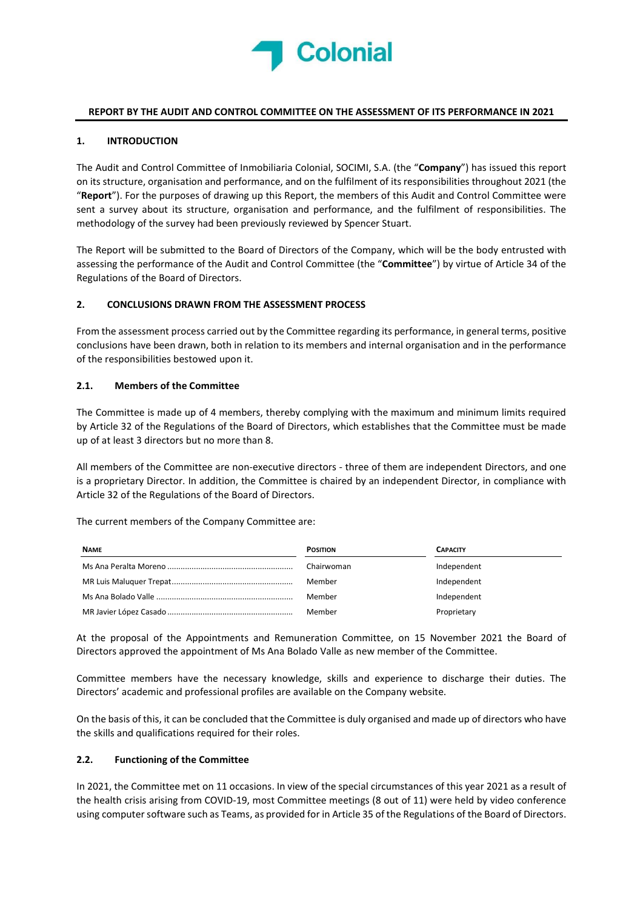Colonial

## REPORT BY THE AUDIT AND CONTROL COMMITTEE ON THE ASSESSMENT OF ITS PERFORMANCE IN 2021

### 1. INTRODUCTION

The Audit and Control Committee of Inmobiliaria Colonial, SOCIMI, S.A. (the "**Company**") has issued this report on its structure, organisation and performance, and on the fulfilment of its responsibilities throughout 2021 (the "**Report**"). For the purposes of drawing up this Report, the members of this Audit and Control Committee were sent a survey about its structure, organisation and performance, and the fulfilment of responsibilities. The methodology of the survey had been previously reviewed by Spencer Stuart.

The Report will be submitted to the Board of Directors of the Company, which will be the body entrusted with assessing the performance of the Audit and Control Committee (the "**Committee**") by virtue of Article 34 of the Regulations of the Board of Directors.

### 2. CONCLUSIONS DRAWN FROM THE ASSESSMENT PROCESS

From the assessment process carried out by the Committee regarding its performance, in general terms, positive conclusions have been drawn, both in relation to its members and internal organisation and in the performance of the responsibilities bestowed upon it.

#### 2.1. Members of the Committee

The Committee is made up of 4 members, thereby complying with the maximum and minimum limits required by Article 32 of the Regulations of the Board of Directors, which establishes that the Committee must be made up of at least 3 directors but no more than 8.

All members of the Committee are non-executive directors - three of them are independent Directors, and one is a proprietary Director. In addition, the Committee is chaired by an independent Director, in compliance with Article 32 of the Regulations of the Board of Directors.

The current members of the Company Committee are:

| NAME | POSITION | CAPACITY |
|---|---|---|
| Ms Ana Peralta Moreno | Chairwoman | Independent |
| MR Luis Maluquer Trepat | Member | Independent |
| Ms Ana Bolado Valle | Member | Independent |
| MR Javier López Casado | Member | Proprietary |

At the proposal of the Appointments and Remuneration Committee, on 15 November 2021 the Board of Directors approved the appointment of Ms Ana Bolado Valle as new member of the Committee.

Committee members have the necessary knowledge, skills and experience to discharge their duties. The Directors' academic and professional profiles are available on the Company website.

On the basis of this, it can be concluded that the Committee is duly organised and made up of directors who have the skills and qualifications required for their roles.

#### 2.2. Functioning of the Committee

In 2021, the Committee met on 11 occasions. In view of the special circumstances of this year 2021 as a result of the health crisis arising from COVID-19, most Committee meetings (8 out of 11) were held by video conference using computer software such as Teams, as provided for in Article 35 of the Regulations of the Board of Directors.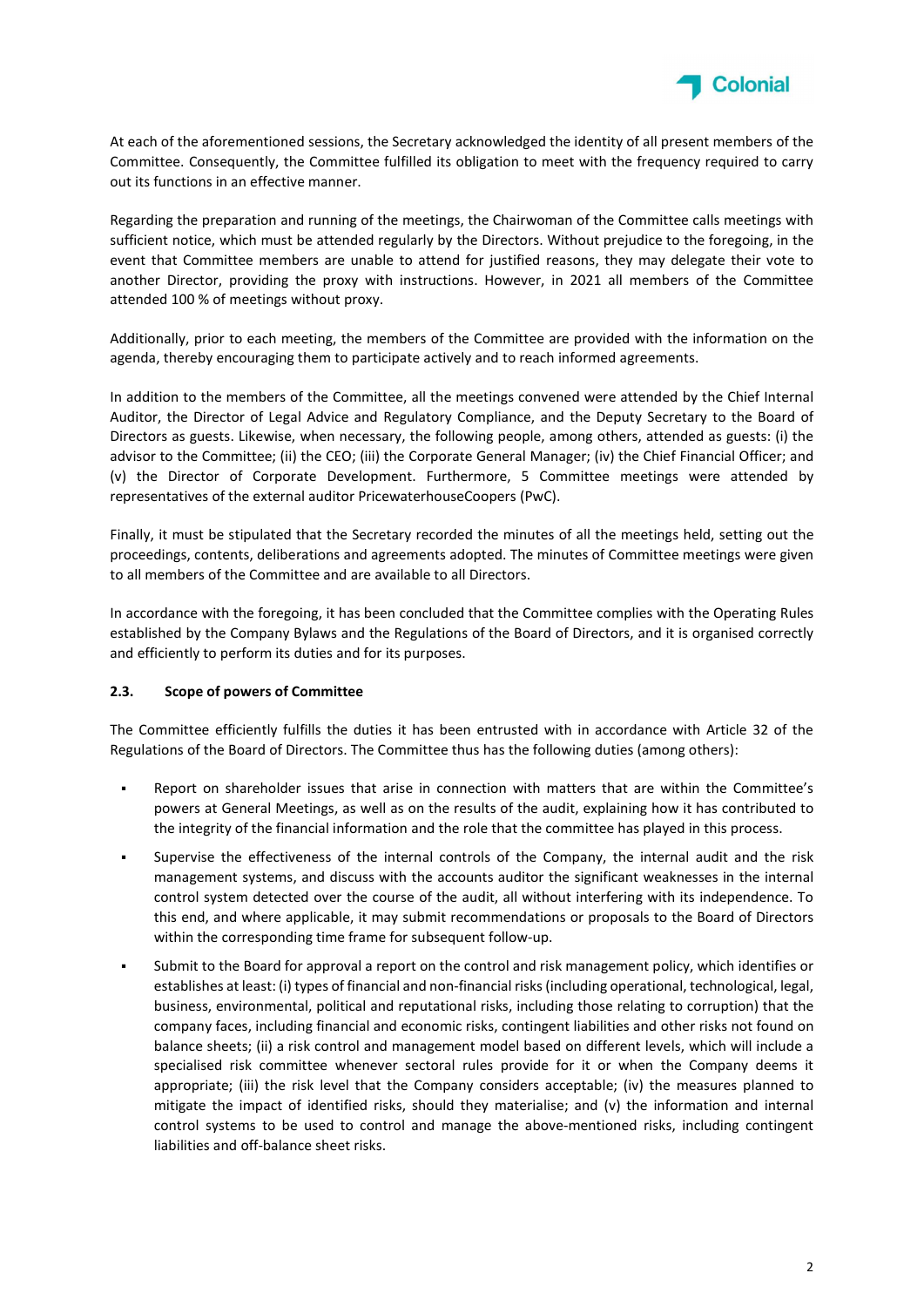At each of the aforementioned sessions, the Secretary acknowledged the identity of all present members of the Committee. Consequently, the Committee fulfilled its obligation to meet with the frequency required to carry out its functions in an effective manner.

Regarding the preparation and running of the meetings, the Chairwoman of the Committee calls meetings with sufficient notice, which must be attended regularly by the Directors. Without prejudice to the foregoing, in the event that Committee members are unable to attend for justified reasons, they may delegate their vote to another Director, providing the proxy with instructions. However, in 2021 all members of the Committee attended 100 % of meetings without proxy.

Additionally, prior to each meeting, the members of the Committee are provided with the information on the agenda, thereby encouraging them to participate actively and to reach informed agreements.

In addition to the members of the Committee, all the meetings convened were attended by the Chief Internal Auditor, the Director of Legal Advice and Regulatory Compliance, and the Deputy Secretary to the Board of Directors as guests. Likewise, when necessary, the following people, among others, attended as guests: (i) the advisor to the Committee; (ii) the CEO; (iii) the Corporate General Manager; (iv) the Chief Financial Officer; and (v) the Director of Corporate Development. Furthermore, 5 Committee meetings were attended by representatives of the external auditor PricewaterhouseCoopers (PwC).

Finally, it must be stipulated that the Secretary recorded the minutes of all the meetings held, setting out the proceedings, contents, deliberations and agreements adopted. The minutes of Committee meetings were given to all members of the Committee and are available to all Directors.

In accordance with the foregoing, it has been concluded that the Committee complies with the Operating Rules established by the Company Bylaws and the Regulations of the Board of Directors, and it is organised correctly and efficiently to perform its duties and for its purposes.

### 2.3. Scope of powers of Committee

The Committee efficiently fulfills the duties it has been entrusted with in accordance with Article 32 of the Regulations of the Board of Directors. The Committee thus has the following duties (among others):

- Report on shareholder issues that arise in connection with matters that are within the Committee's powers at General Meetings, as well as on the results of the audit, explaining how it has contributed to the integrity of the financial information and the role that the committee has played in this process.
- Supervise the effectiveness of the internal controls of the Company, the internal audit and the risk management systems, and discuss with the accounts auditor the significant weaknesses in the internal control system detected over the course of the audit, all without interfering with its independence. To this end, and where applicable, it may submit recommendations or proposals to the Board of Directors within the corresponding time frame for subsequent follow-up.
- Submit to the Board for approval a report on the control and risk management policy, which identifies or establishes at least: (i) types of financial and non-financial risks (including operational, technological, legal, business, environmental, political and reputational risks, including those relating to corruption) that the company faces, including financial and economic risks, contingent liabilities and other risks not found on balance sheets; (ii) a risk control and management model based on different levels, which will include a specialised risk committee whenever sectoral rules provide for it or when the Company deems it appropriate; (iii) the risk level that the Company considers acceptable; (iv) the measures planned to mitigate the impact of identified risks, should they materialise; and (v) the information and internal control systems to be used to control and manage the above-mentioned risks, including contingent liabilities and off-balance sheet risks.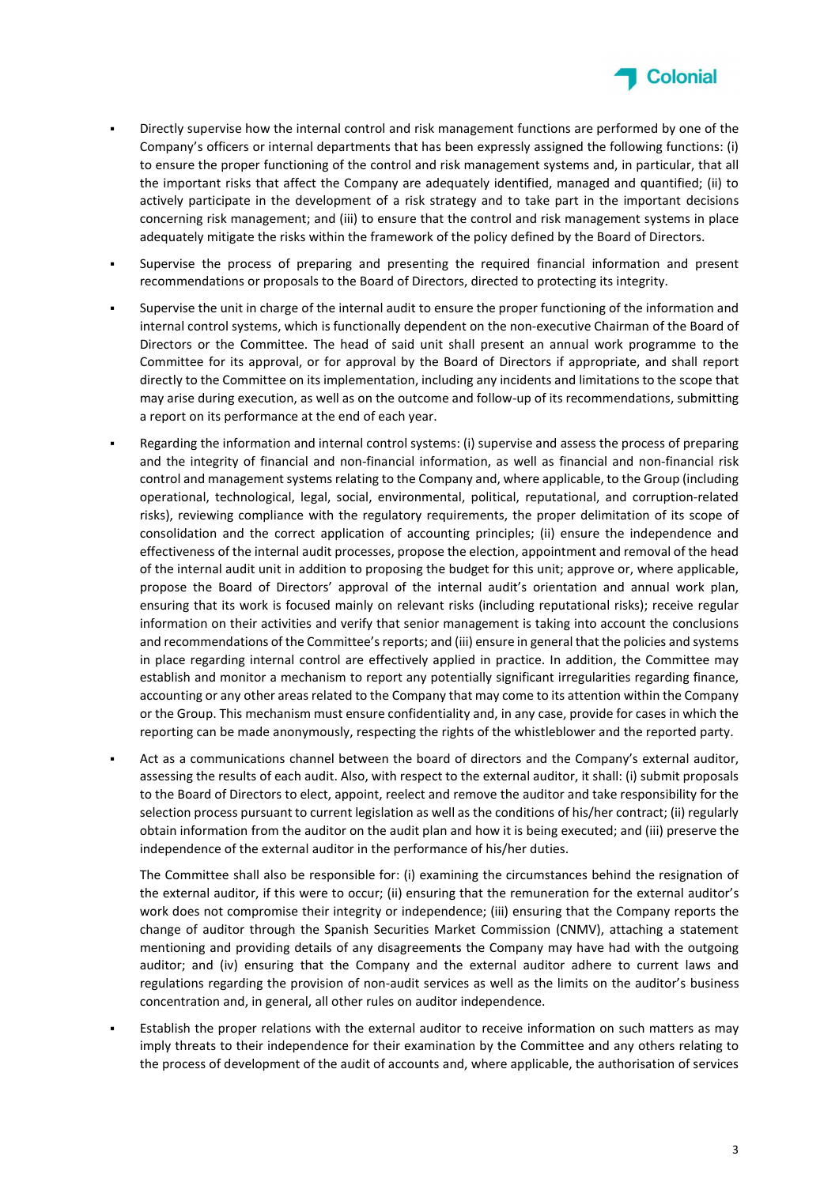- Directly supervise how the internal control and risk management functions are performed by one of the Company's officers or internal departments that has been expressly assigned the following functions: (i) to ensure the proper functioning of the control and risk management systems and, in particular, that all the important risks that affect the Company are adequately identified, managed and quantified; (ii) to actively participate in the development of a risk strategy and to take part in the important decisions concerning risk management; and (iii) to ensure that the control and risk management systems in place adequately mitigate the risks within the framework of the policy defined by the Board of Directors.

- Supervise the process of preparing and presenting the required financial information and present recommendations or proposals to the Board of Directors, directed to protecting its integrity.

- Supervise the unit in charge of the internal audit to ensure the proper functioning of the information and internal control systems, which is functionally dependent on the non-executive Chairman of the Board of Directors or the Committee. The head of said unit shall present an annual work programme to the Committee for its approval, or for approval by the Board of Directors if appropriate, and shall report directly to the Committee on its implementation, including any incidents and limitations to the scope that may arise during execution, as well as on the outcome and follow-up of its recommendations, submitting a report on its performance at the end of each year.

- Regarding the information and internal control systems: (i) supervise and assess the process of preparing and the integrity of financial and non-financial information, as well as financial and non-financial risk control and management systems relating to the Company and, where applicable, to the Group (including operational, technological, legal, social, environmental, political, reputational, and corruption-related risks), reviewing compliance with the regulatory requirements, the proper delimitation of its scope of consolidation and the correct application of accounting principles; (ii) ensure the independence and effectiveness of the internal audit processes, propose the election, appointment and removal of the head of the internal audit unit in addition to proposing the budget for this unit; approve or, where applicable, propose the Board of Directors' approval of the internal audit's orientation and annual work plan, ensuring that its work is focused mainly on relevant risks (including reputational risks); receive regular information on their activities and verify that senior management is taking into account the conclusions and recommendations of the Committee's reports; and (iii) ensure in general that the policies and systems in place regarding internal control are effectively applied in practice. In addition, the Committee may establish and monitor a mechanism to report any potentially significant irregularities regarding finance, accounting or any other areas related to the Company that may come to its attention within the Company or the Group. This mechanism must ensure confidentiality and, in any case, provide for cases in which the reporting can be made anonymously, respecting the rights of the whistleblower and the reported party.

- Act as a communications channel between the board of directors and the Company's external auditor, assessing the results of each audit. Also, with respect to the external auditor, it shall: (i) submit proposals to the Board of Directors to elect, appoint, reelect and remove the auditor and take responsibility for the selection process pursuant to current legislation as well as the conditions of his/her contract; (ii) regularly obtain information from the auditor on the audit plan and how it is being executed; and (iii) preserve the independence of the external auditor in the performance of his/her duties.

  The Committee shall also be responsible for: (i) examining the circumstances behind the resignation of the external auditor, if this were to occur; (ii) ensuring that the remuneration for the external auditor's work does not compromise their integrity or independence; (iii) ensuring that the Company reports the change of auditor through the Spanish Securities Market Commission (CNMV), attaching a statement mentioning and providing details of any disagreements the Company may have had with the outgoing auditor; and (iv) ensuring that the Company and the external auditor adhere to current laws and regulations regarding the provision of non-audit services as well as the limits on the auditor's business concentration and, in general, all other rules on auditor independence.

- Establish the proper relations with the external auditor to receive information on such matters as may imply threats to their independence for their examination by the Committee and any others relating to the process of development of the audit of accounts and, where applicable, the authorisation of services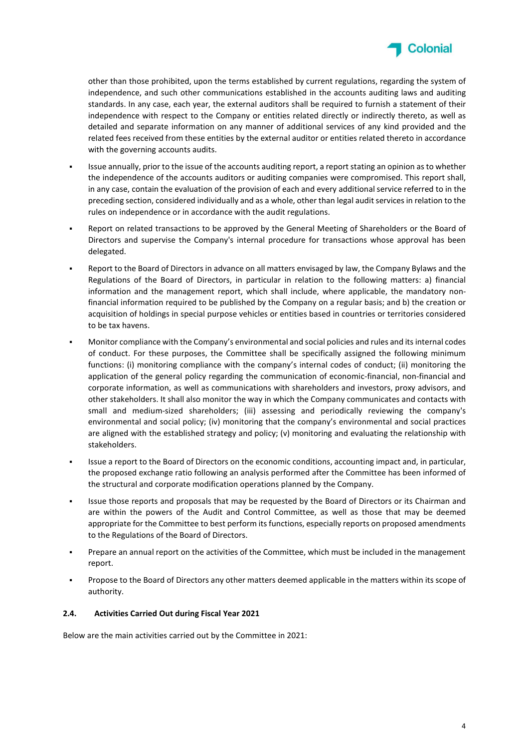other than those prohibited, upon the terms established by current regulations, regarding the system of independence, and such other communications established in the accounts auditing laws and auditing standards. In any case, each year, the external auditors shall be required to furnish a statement of their independence with respect to the Company or entities related directly or indirectly thereto, as well as detailed and separate information on any manner of additional services of any kind provided and the related fees received from these entities by the external auditor or entities related thereto in accordance with the governing accounts audits.

- Issue annually, prior to the issue of the accounts auditing report, a report stating an opinion as to whether the independence of the accounts auditors or auditing companies were compromised. This report shall, in any case, contain the evaluation of the provision of each and every additional service referred to in the preceding section, considered individually and as a whole, other than legal audit services in relation to the rules on independence or in accordance with the audit regulations.
- Report on related transactions to be approved by the General Meeting of Shareholders or the Board of Directors and supervise the Company's internal procedure for transactions whose approval has been delegated.
- Report to the Board of Directors in advance on all matters envisaged by law, the Company Bylaws and the Regulations of the Board of Directors, in particular in relation to the following matters: a) financial information and the management report, which shall include, where applicable, the mandatory non-financial information required to be published by the Company on a regular basis; and b) the creation or acquisition of holdings in special purpose vehicles or entities based in countries or territories considered to be tax havens.
- Monitor compliance with the Company's environmental and social policies and rules and its internal codes of conduct. For these purposes, the Committee shall be specifically assigned the following minimum functions: (i) monitoring compliance with the company's internal codes of conduct; (ii) monitoring the application of the general policy regarding the communication of economic-financial, non-financial and corporate information, as well as communications with shareholders and investors, proxy advisors, and other stakeholders. It shall also monitor the way in which the Company communicates and contacts with small and medium-sized shareholders; (iii) assessing and periodically reviewing the company's environmental and social policy; (iv) monitoring that the company's environmental and social practices are aligned with the established strategy and policy; (v) monitoring and evaluating the relationship with stakeholders.
- Issue a report to the Board of Directors on the economic conditions, accounting impact and, in particular, the proposed exchange ratio following an analysis performed after the Committee has been informed of the structural and corporate modification operations planned by the Company.
- Issue those reports and proposals that may be requested by the Board of Directors or its Chairman and are within the powers of the Audit and Control Committee, as well as those that may be deemed appropriate for the Committee to best perform its functions, especially reports on proposed amendments to the Regulations of the Board of Directors.
- Prepare an annual report on the activities of the Committee, which must be included in the management report.
- Propose to the Board of Directors any other matters deemed applicable in the matters within its scope of authority.

### 2.4. Activities Carried Out during Fiscal Year 2021

Below are the main activities carried out by the Committee in 2021: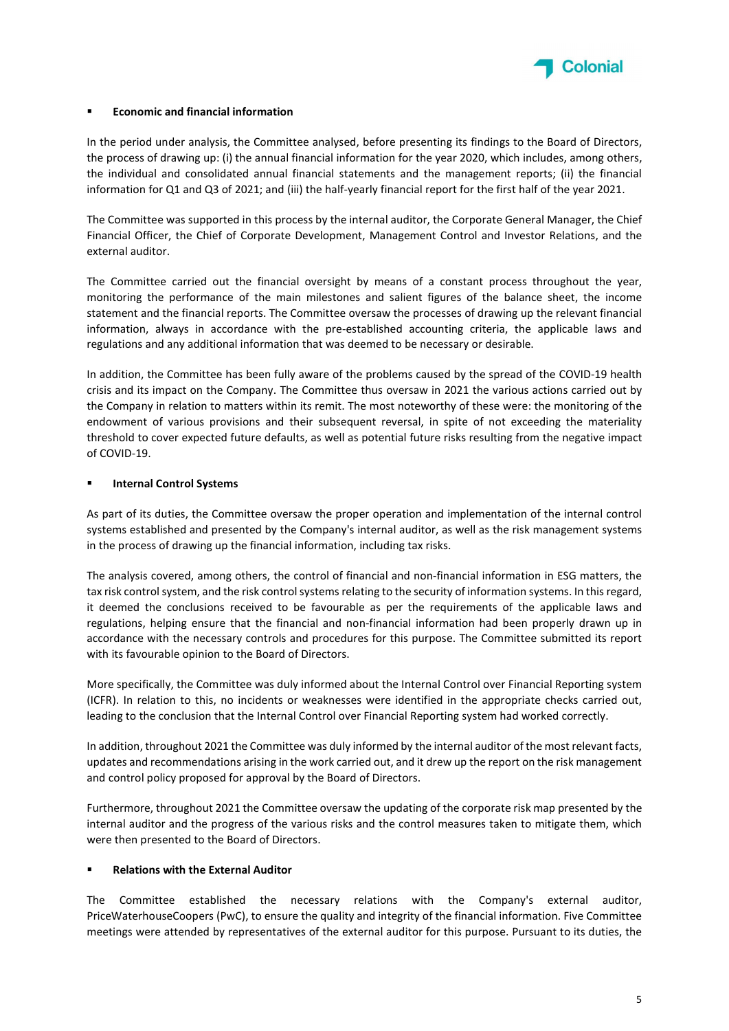- **Economic and financial information**

In the period under analysis, the Committee analysed, before presenting its findings to the Board of Directors, the process of drawing up: (i) the annual financial information for the year 2020, which includes, among others, the individual and consolidated annual financial statements and the management reports; (ii) the financial information for Q1 and Q3 of 2021; and (iii) the half-yearly financial report for the first half of the year 2021.

The Committee was supported in this process by the internal auditor, the Corporate General Manager, the Chief Financial Officer, the Chief of Corporate Development, Management Control and Investor Relations, and the external auditor.

The Committee carried out the financial oversight by means of a constant process throughout the year, monitoring the performance of the main milestones and salient figures of the balance sheet, the income statement and the financial reports. The Committee oversaw the processes of drawing up the relevant financial information, always in accordance with the pre-established accounting criteria, the applicable laws and regulations and any additional information that was deemed to be necessary or desirable.

In addition, the Committee has been fully aware of the problems caused by the spread of the COVID-19 health crisis and its impact on the Company. The Committee thus oversaw in 2021 the various actions carried out by the Company in relation to matters within its remit. The most noteworthy of these were: the monitoring of the endowment of various provisions and their subsequent reversal, in spite of not exceeding the materiality threshold to cover expected future defaults, as well as potential future risks resulting from the negative impact of COVID-19.

- **Internal Control Systems**

As part of its duties, the Committee oversaw the proper operation and implementation of the internal control systems established and presented by the Company's internal auditor, as well as the risk management systems in the process of drawing up the financial information, including tax risks.

The analysis covered, among others, the control of financial and non-financial information in ESG matters, the tax risk control system, and the risk control systems relating to the security of information systems. In this regard, it deemed the conclusions received to be favourable as per the requirements of the applicable laws and regulations, helping ensure that the financial and non-financial information had been properly drawn up in accordance with the necessary controls and procedures for this purpose. The Committee submitted its report with its favourable opinion to the Board of Directors.

More specifically, the Committee was duly informed about the Internal Control over Financial Reporting system (ICFR). In relation to this, no incidents or weaknesses were identified in the appropriate checks carried out, leading to the conclusion that the Internal Control over Financial Reporting system had worked correctly.

In addition, throughout 2021 the Committee was duly informed by the internal auditor of the most relevant facts, updates and recommendations arising in the work carried out, and it drew up the report on the risk management and control policy proposed for approval by the Board of Directors.

Furthermore, throughout 2021 the Committee oversaw the updating of the corporate risk map presented by the internal auditor and the progress of the various risks and the control measures taken to mitigate them, which were then presented to the Board of Directors.

- **Relations with the External Auditor**

The Committee established the necessary relations with the Company's external auditor, PriceWaterhouseCoopers (PwC), to ensure the quality and integrity of the financial information. Five Committee meetings were attended by representatives of the external auditor for this purpose. Pursuant to its duties, the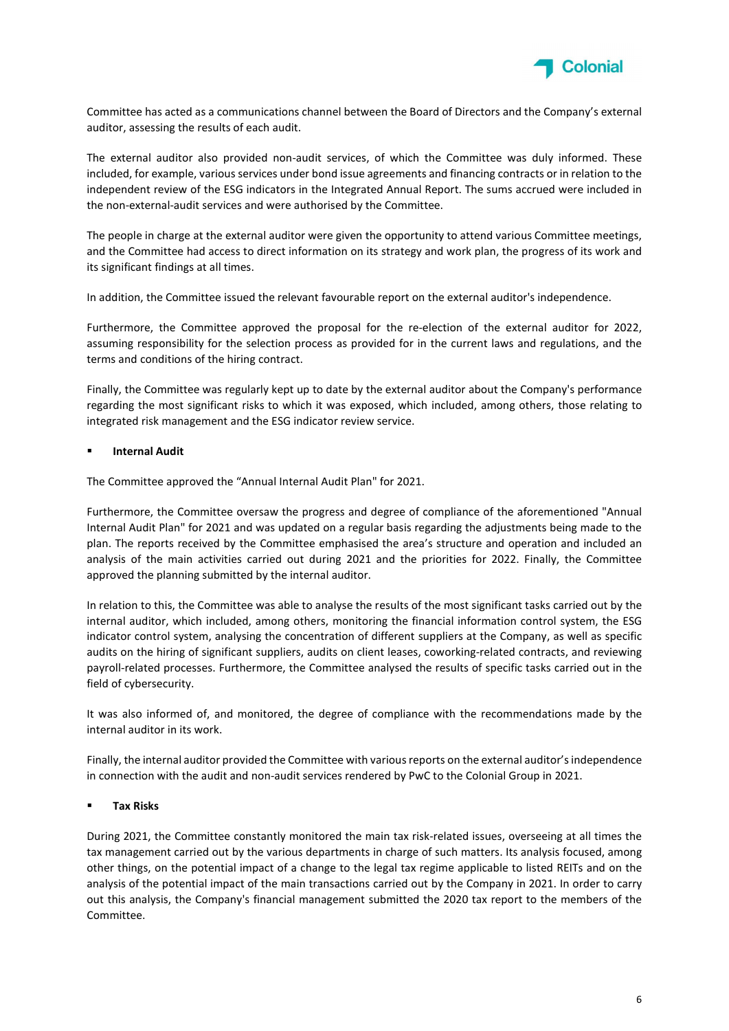Committee has acted as a communications channel between the Board of Directors and the Company's external auditor, assessing the results of each audit.

The external auditor also provided non-audit services, of which the Committee was duly informed. These included, for example, various services under bond issue agreements and financing contracts or in relation to the independent review of the ESG indicators in the Integrated Annual Report. The sums accrued were included in the non-external-audit services and were authorised by the Committee.

The people in charge at the external auditor were given the opportunity to attend various Committee meetings, and the Committee had access to direct information on its strategy and work plan, the progress of its work and its significant findings at all times.

In addition, the Committee issued the relevant favourable report on the external auditor's independence.

Furthermore, the Committee approved the proposal for the re-election of the external auditor for 2022, assuming responsibility for the selection process as provided for in the current laws and regulations, and the terms and conditions of the hiring contract.

Finally, the Committee was regularly kept up to date by the external auditor about the Company's performance regarding the most significant risks to which it was exposed, which included, among others, those relating to integrated risk management and the ESG indicator review service.

- **Internal Audit**

The Committee approved the "Annual Internal Audit Plan" for 2021.

Furthermore, the Committee oversaw the progress and degree of compliance of the aforementioned "Annual Internal Audit Plan" for 2021 and was updated on a regular basis regarding the adjustments being made to the plan. The reports received by the Committee emphasised the area's structure and operation and included an analysis of the main activities carried out during 2021 and the priorities for 2022. Finally, the Committee approved the planning submitted by the internal auditor.

In relation to this, the Committee was able to analyse the results of the most significant tasks carried out by the internal auditor, which included, among others, monitoring the financial information control system, the ESG indicator control system, analysing the concentration of different suppliers at the Company, as well as specific audits on the hiring of significant suppliers, audits on client leases, coworking-related contracts, and reviewing payroll-related processes. Furthermore, the Committee analysed the results of specific tasks carried out in the field of cybersecurity.

It was also informed of, and monitored, the degree of compliance with the recommendations made by the internal auditor in its work.

Finally, the internal auditor provided the Committee with various reports on the external auditor's independence in connection with the audit and non-audit services rendered by PwC to the Colonial Group in 2021.

- **Tax Risks**

During 2021, the Committee constantly monitored the main tax risk-related issues, overseeing at all times the tax management carried out by the various departments in charge of such matters. Its analysis focused, among other things, on the potential impact of a change to the legal tax regime applicable to listed REITs and on the analysis of the potential impact of the main transactions carried out by the Company in 2021. In order to carry out this analysis, the Company's financial management submitted the 2020 tax report to the members of the Committee.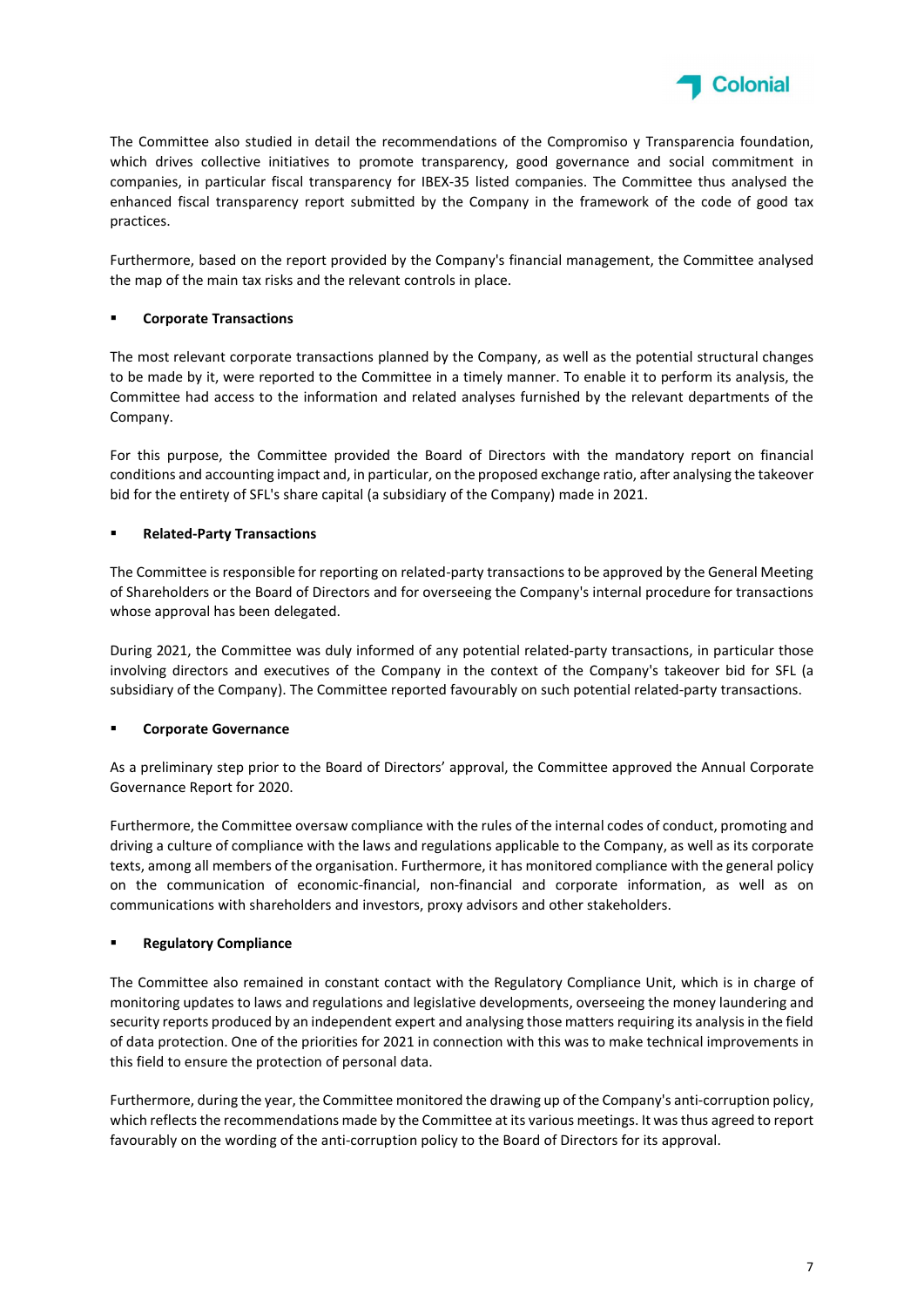The Committee also studied in detail the recommendations of the Compromiso y Transparencia foundation, which drives collective initiatives to promote transparency, good governance and social commitment in companies, in particular fiscal transparency for IBEX-35 listed companies. The Committee thus analysed the enhanced fiscal transparency report submitted by the Company in the framework of the code of good tax practices.

Furthermore, based on the report provided by the Company's financial management, the Committee analysed the map of the main tax risks and the relevant controls in place.

- **Corporate Transactions**

The most relevant corporate transactions planned by the Company, as well as the potential structural changes to be made by it, were reported to the Committee in a timely manner. To enable it to perform its analysis, the Committee had access to the information and related analyses furnished by the relevant departments of the Company.

For this purpose, the Committee provided the Board of Directors with the mandatory report on financial conditions and accounting impact and, in particular, on the proposed exchange ratio, after analysing the takeover bid for the entirety of SFL's share capital (a subsidiary of the Company) made in 2021.

- **Related-Party Transactions**

The Committee is responsible for reporting on related-party transactions to be approved by the General Meeting of Shareholders or the Board of Directors and for overseeing the Company's internal procedure for transactions whose approval has been delegated.

During 2021, the Committee was duly informed of any potential related-party transactions, in particular those involving directors and executives of the Company in the context of the Company's takeover bid for SFL (a subsidiary of the Company). The Committee reported favourably on such potential related-party transactions.

- **Corporate Governance**

As a preliminary step prior to the Board of Directors' approval, the Committee approved the Annual Corporate Governance Report for 2020.

Furthermore, the Committee oversaw compliance with the rules of the internal codes of conduct, promoting and driving a culture of compliance with the laws and regulations applicable to the Company, as well as its corporate texts, among all members of the organisation. Furthermore, it has monitored compliance with the general policy on the communication of economic-financial, non-financial and corporate information, as well as on communications with shareholders and investors, proxy advisors and other stakeholders.

- **Regulatory Compliance**

The Committee also remained in constant contact with the Regulatory Compliance Unit, which is in charge of monitoring updates to laws and regulations and legislative developments, overseeing the money laundering and security reports produced by an independent expert and analysing those matters requiring its analysis in the field of data protection. One of the priorities for 2021 in connection with this was to make technical improvements in this field to ensure the protection of personal data.

Furthermore, during the year, the Committee monitored the drawing up of the Company's anti-corruption policy, which reflects the recommendations made by the Committee at its various meetings. It was thus agreed to report favourably on the wording of the anti-corruption policy to the Board of Directors for its approval.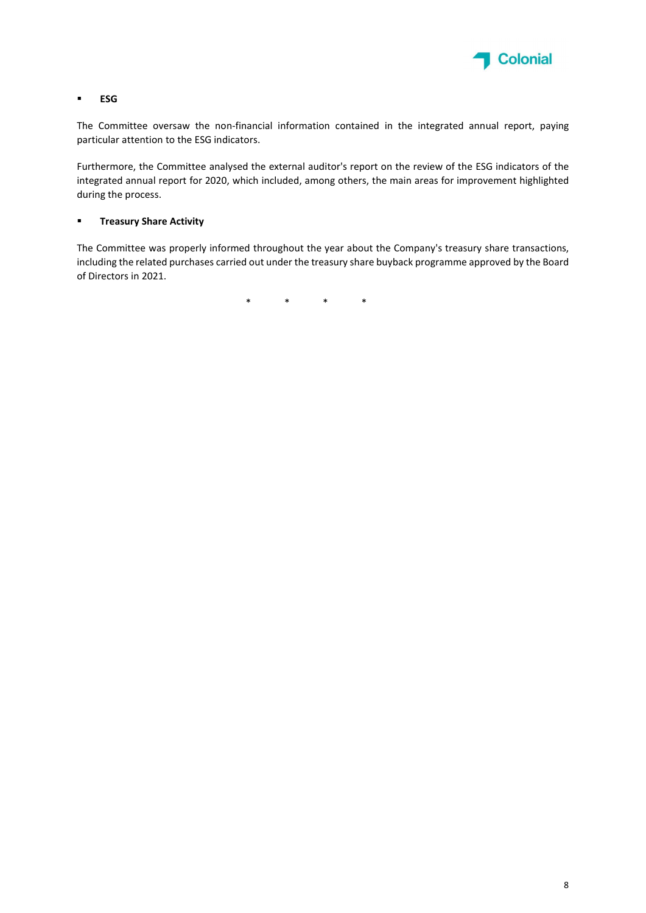- **ESG**

The Committee oversaw the non-financial information contained in the integrated annual report, paying particular attention to the ESG indicators.

Furthermore, the Committee analysed the external auditor's report on the review of the ESG indicators of the integrated annual report for 2020, which included, among others, the main areas for improvement highlighted during the process.

- **Treasury Share Activity**

The Committee was properly informed throughout the year about the Company's treasury share transactions, including the related purchases carried out under the treasury share buyback programme approved by the Board of Directors in 2021.

\*     \*     \*     \*